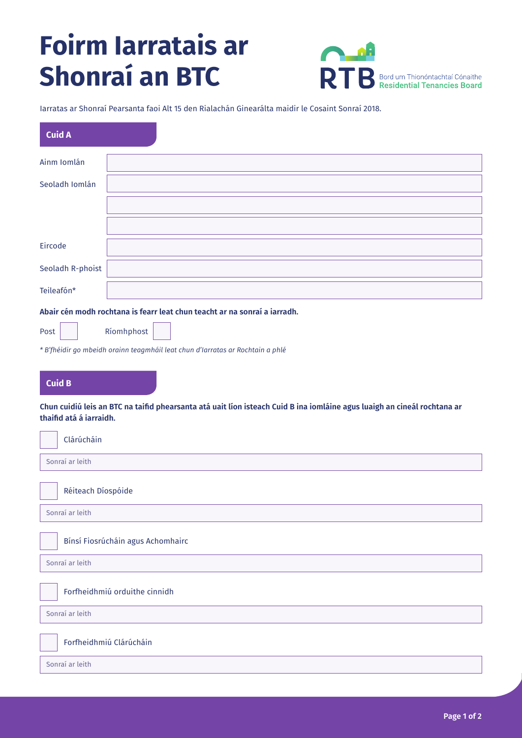# Foirm Iarratais ar Shonraí an BTC

RTB Bord um Thionóntachtaí Cónaithe Residential Tenancies Board

Iarratas ar Shonraí Pearsanta faoi Alt 15 den Rialachán Ginearálta maidir le Cosaint Sonraí 2018.

## Cuid A

| | |
|---|---|
| Ainm Iomlán | |
| Seoladh Iomlán | |
| | |
| | |
| Eircode | |
| Seoladh R-phoist | |
| Teileafón* | |

**Abair cén modh rochtana is fearr leat chun teacht ar na sonraí a iarradh.**

Post ☐ Ríomhphost ☐

*\* B'fhéidir go mbeidh orainn teagmháil leat chun d'Iarratas ar Rochtain a phlé*

## Cuid B

**Chun cuidiú leis an BTC na taifid phearsanta atá uait líon isteach Cuid B ina iomláine agus luaigh an cineál rochtana ar thaifid atá á iarraidh.**

☐ Clárúcháin

Sonraí ar leith

☐ Réiteach Díospóide

Sonraí ar leith

☐ Binsí Fiosrúcháin agus Achomhairc

Sonraí ar leith

☐ Forfheidhmiú orduithe cinnidh

Sonraí ar leith

☐ Forfheidhmiú Clárúcháin

Sonraí ar leith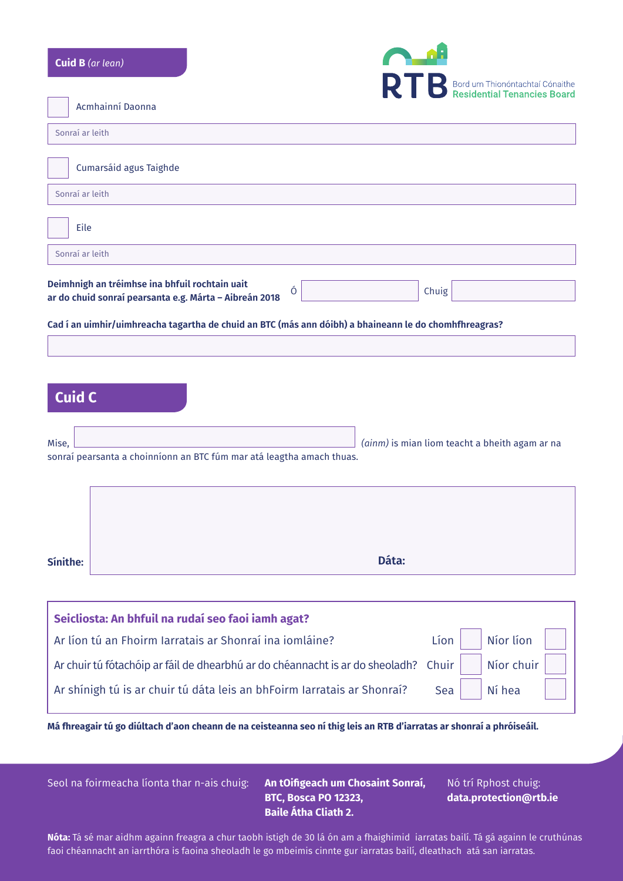**Cuid B** *(ar lean)*

RTB Bord um Thionóntachtaí Cónaithe Residential Tenancies Board

☐ Acmhainní Daonna

Sonraí ar leith

☐ Cumarsáid agus Taighde

Sonraí ar leith

☐ Eile

Sonraí ar leith

**Deimhnigh an tréimhse ina bhfuil rochtain uait ar do chuid sonraí pearsanta e.g. Márta – Aibreán 2018** Ó ______ Chuig ______

**Cad í an uimhir/uimhreacha tagartha de chuid an BTC (más ann dóibh) a bhaineann le do chomhfhreagras?**

## Cuid C

Mise, ______ *(ainm)* is mian liom teacht a bheith agam ar na sonraí pearsanta a choinníonn an BTC fúm mar atá leagtha amach thuas.

**Sínithe:** ______ **Dáta:** ______

**Seicliosta: An bhfuil na rudaí seo faoi iamh agat?**

| | | | | |
|---|---|---|---|---|
| Ar líon tú an Fhoirm Iarratais ar Shonraí ina iomláine? | Líon | ☐ | Níor líon | ☐ |
| Ar chuir tú fótachóip ar fáil de dhearbhú ar do chéannacht is ar do sheoladh? | Chuir | ☐ | Níor chuir | ☐ |
| Ar shínigh tú is ar chuir tú dáta leis an bhFoirm Iarratais ar Shonraí? | Sea | ☐ | Ní hea | ☐ |

**Má fhreagair tú go diúltach d'aon cheann de na ceisteanna seo ní thig leis an RTB d'iarratas ar shonraí a phróiseáil.**

Seol na foirmeacha líonta thar n-ais chuig: **An tOifigeach um Chosaint Sonraí, BTC, Bosca PO 12323, Baile Átha Cliath 2.**

Nó trí Rphost chuig: **data.protection@rtb.ie**

**Nóta:** Tá sé mar aidhm againn freagra a chur taobh istigh de 30 lá ón am a fhaighimid iarratas bailí. Tá gá againn le cruthúnas faoi chéannacht an iarrthóra is faoina sheoladh le go mbeimis cinnte gur iarratas bailí, dleathach atá san iarratas.